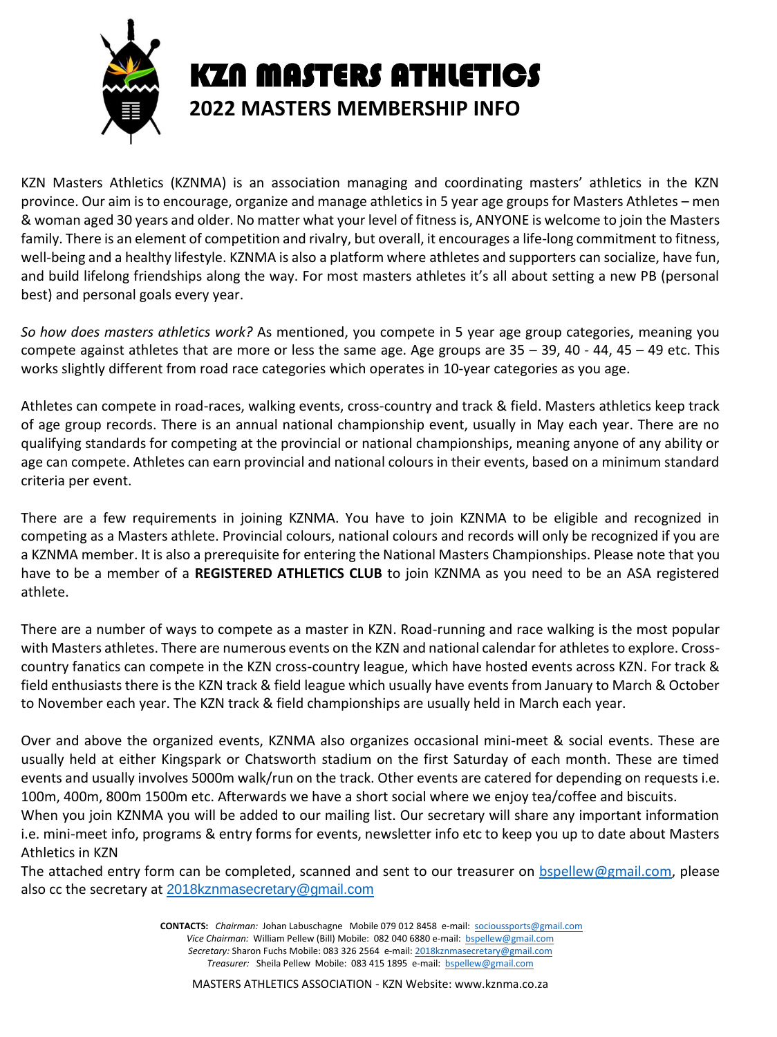# KZN MASTERS ATHLETICS

## 2022 MASTERS MEMBERSHIP INFO

KZN Masters Athletics (KZNMA) is an association managing and coordinating masters' athletics in the KZN province. Our aim is to encourage, organize and manage athletics in 5 year age groups for Masters Athletes – men & woman aged 30 years and older. No matter what your level of fitness is, ANYONE is welcome to join the Masters family. There is an element of competition and rivalry, but overall, it encourages a life-long commitment to fitness, well-being and a healthy lifestyle. KZNMA is also a platform where athletes and supporters can socialize, have fun, and build lifelong friendships along the way. For most masters athletes it's all about setting a new PB (personal best) and personal goals every year.

*So how does masters athletics work?* As mentioned, you compete in 5 year age group categories, meaning you compete against athletes that are more or less the same age. Age groups are 35 – 39, 40 - 44, 45 – 49 etc. This works slightly different from road race categories which operates in 10-year categories as you age.

Athletes can compete in road-races, walking events, cross-country and track & field. Masters athletics keep track of age group records. There is an annual national championship event, usually in May each year. There are no qualifying standards for competing at the provincial or national championships, meaning anyone of any ability or age can compete. Athletes can earn provincial and national colours in their events, based on a minimum standard criteria per event.

There are a few requirements in joining KZNMA. You have to join KZNMA to be eligible and recognized in competing as a Masters athlete. Provincial colours, national colours and records will only be recognized if you are a KZNMA member. It is also a prerequisite for entering the National Masters Championships. Please note that you have to be a member of a **REGISTERED ATHLETICS CLUB** to join KZNMA as you need to be an ASA registered athlete.

There are a number of ways to compete as a master in KZN. Road-running and race walking is the most popular with Masters athletes. There are numerous events on the KZN and national calendar for athletes to explore. Cross-country fanatics can compete in the KZN cross-country league, which have hosted events across KZN. For track & field enthusiasts there is the KZN track & field league which usually have events from January to March & October to November each year. The KZN track & field championships are usually held in March each year.

Over and above the organized events, KZNMA also organizes occasional mini-meet & social events. These are usually held at either Kingspark or Chatsworth stadium on the first Saturday of each month. These are timed events and usually involves 5000m walk/run on the track. Other events are catered for depending on requests i.e. 100m, 400m, 800m 1500m etc. Afterwards we have a short social where we enjoy tea/coffee and biscuits.
When you join KZNMA you will be added to our mailing list. Our secretary will share any important information i.e. mini-meet info, programs & entry forms for events, newsletter info etc to keep you up to date about Masters Athletics in KZN
The attached entry form can be completed, scanned and sent to our treasurer on bspellew@gmail.com, please also cc the secretary at 2018kznmasecretary@gmail.com

**CONTACTS:** *Chairman:* Johan Labuschagne Mobile 079 012 8458 e-mail: socioussports@gmail.com
*Vice Chairman:* William Pellew (Bill) Mobile: 082 040 6880 e-mail: bspellew@gmail.com
*Secretary:* Sharon Fuchs Mobile: 083 326 2564 e-mail: 2018kznmasecretary@gmail.com
*Treasurer:* Sheila Pellew Mobile: 083 415 1895 e-mail: bspellew@gmail.com

MASTERS ATHLETICS ASSOCIATION - KZN Website: www.kznma.co.za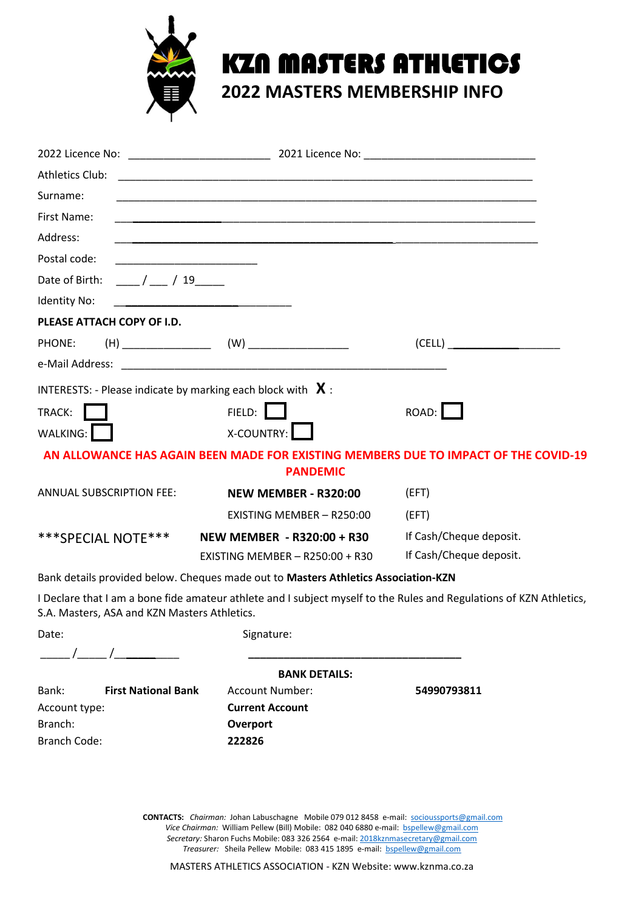# KZN MASTERS ATHLETICS

## 2022 MASTERS MEMBERSHIP INFO

2022 Licence No: ________________________ 2021 Licence No: ____________________________

Athletics Club: ______________________________________________________________________

Surname: ______________________________________________________________________

First Name: ______________________________________________________________________

Address: ______________________________________________________________________

Postal code: ________________________

Date of Birth: ____ / ___ / 19_____

Identity No: ______________________________

**PLEASE ATTACH COPY OF I.D.**

PHONE: (H) _______________ (W) _________________ (CELL) ____________________

e-Mail Address: __________________________________________________________

INTERESTS: - Please indicate by marking each block with **X** :

TRACK: ☐ FIELD: ☐ ROAD: ☐

WALKING: ☐ X-COUNTRY: ☐

**AN ALLOWANCE HAS AGAIN BEEN MADE FOR EXISTING MEMBERS DUE TO IMPACT OF THE COVID-19 PANDEMIC**

| | | |
|---|---|---|
| ANNUAL SUBSCRIPTION FEE: | **NEW MEMBER - R320:00** | (EFT) |
| | EXISTING MEMBER – R250:00 | (EFT) |
| ***SPECIAL NOTE*** | **NEW MEMBER - R320:00 + R30** | If Cash/Cheque deposit. |
| | EXISTING MEMBER – R250:00 + R30 | If Cash/Cheque deposit. |

Bank details provided below. Cheques made out to **Masters Athletics Association-KZN**

I Declare that I am a bone fide amateur athlete and I subject myself to the Rules and Regulations of KZN Athletics, S.A. Masters, ASA and KZN Masters Athletics.

Date: _____/_____/__________ Signature: ____________________________________

**BANK DETAILS:**

| | | | |
|---|---|---|---|
| Bank: | **First National Bank** | Account Number: | **54990793811** |
| Account type: | | **Current Account** | |
| Branch: | | **Overport** | |
| Branch Code: | | **222826** | |

**CONTACTS:** *Chairman:* Johan Labuschagne Mobile 079 012 8458 e-mail: socioussports@gmail.com
*Vice Chairman:* William Pellew (Bill) Mobile: 082 040 6880 e-mail: bspellew@gmail.com
*Secretary:* Sharon Fuchs Mobile: 083 326 2564 e-mail: 2018kznmasecretary@gmail.com
*Treasurer:* Sheila Pellew Mobile: 083 415 1895 e-mail: bspellew@gmail.com

MASTERS ATHLETICS ASSOCIATION - KZN Website: www.kznma.co.za